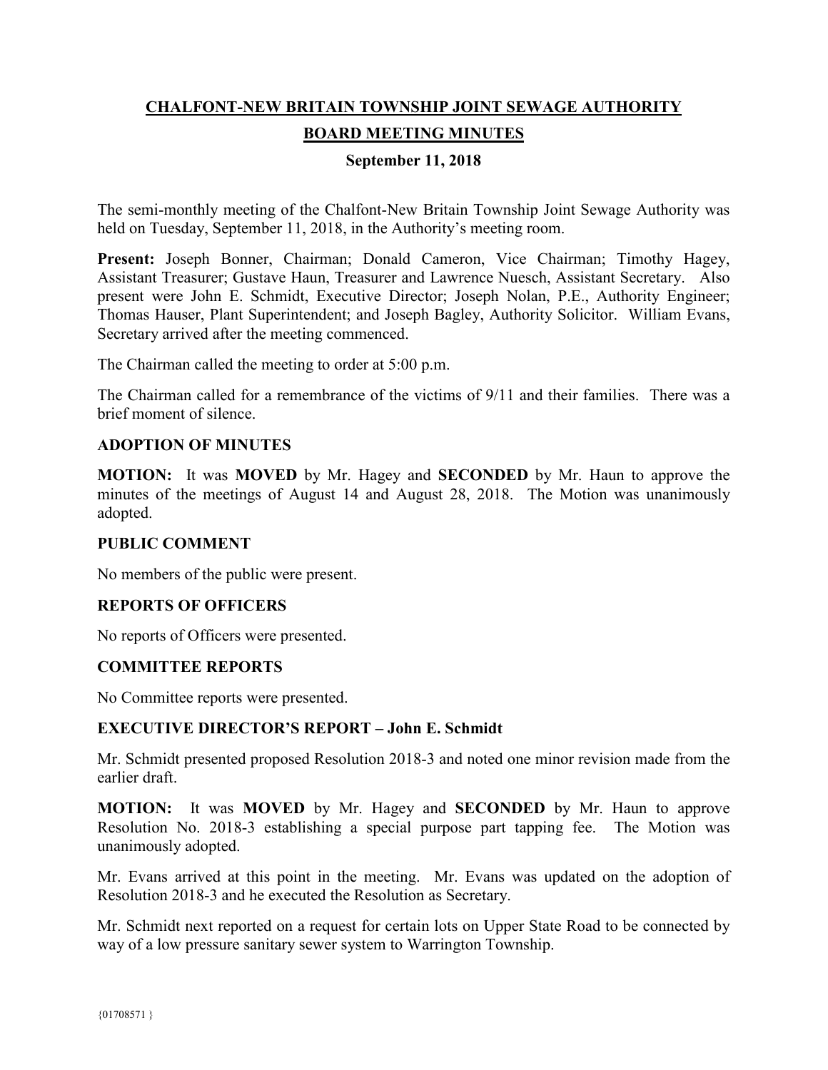# CHALFONT-NEW BRITAIN TOWNSHIP JOINT SEWAGE AUTHORITY

## BOARD MEETING MINUTES

### September 11, 2018

The semi-monthly meeting of the Chalfont-New Britain Township Joint Sewage Authority was held on Tuesday, September 11, 2018, in the Authority's meeting room.

**Present:** Joseph Bonner, Chairman; Donald Cameron, Vice Chairman; Timothy Hagey, Assistant Treasurer; Gustave Haun, Treasurer and Lawrence Nuesch, Assistant Secretary. Also present were John E. Schmidt, Executive Director; Joseph Nolan, P.E., Authority Engineer; Thomas Hauser, Plant Superintendent; and Joseph Bagley, Authority Solicitor. William Evans, Secretary arrived after the meeting commenced.

The Chairman called the meeting to order at 5:00 p.m.

The Chairman called for a remembrance of the victims of 9/11 and their families. There was a brief moment of silence.

**ADOPTION OF MINUTES**

**MOTION:** It was **MOVED** by Mr. Hagey and **SECONDED** by Mr. Haun to approve the minutes of the meetings of August 14 and August 28, 2018. The Motion was unanimously adopted.

**PUBLIC COMMENT**

No members of the public were present.

**REPORTS OF OFFICERS**

No reports of Officers were presented.

**COMMITTEE REPORTS**

No Committee reports were presented.

**EXECUTIVE DIRECTOR'S REPORT – John E. Schmidt**

Mr. Schmidt presented proposed Resolution 2018-3 and noted one minor revision made from the earlier draft.

**MOTION:** It was **MOVED** by Mr. Hagey and **SECONDED** by Mr. Haun to approve Resolution No. 2018-3 establishing a special purpose part tapping fee. The Motion was unanimously adopted.

Mr. Evans arrived at this point in the meeting. Mr. Evans was updated on the adoption of Resolution 2018-3 and he executed the Resolution as Secretary.

Mr. Schmidt next reported on a request for certain lots on Upper State Road to be connected by way of a low pressure sanitary sewer system to Warrington Township.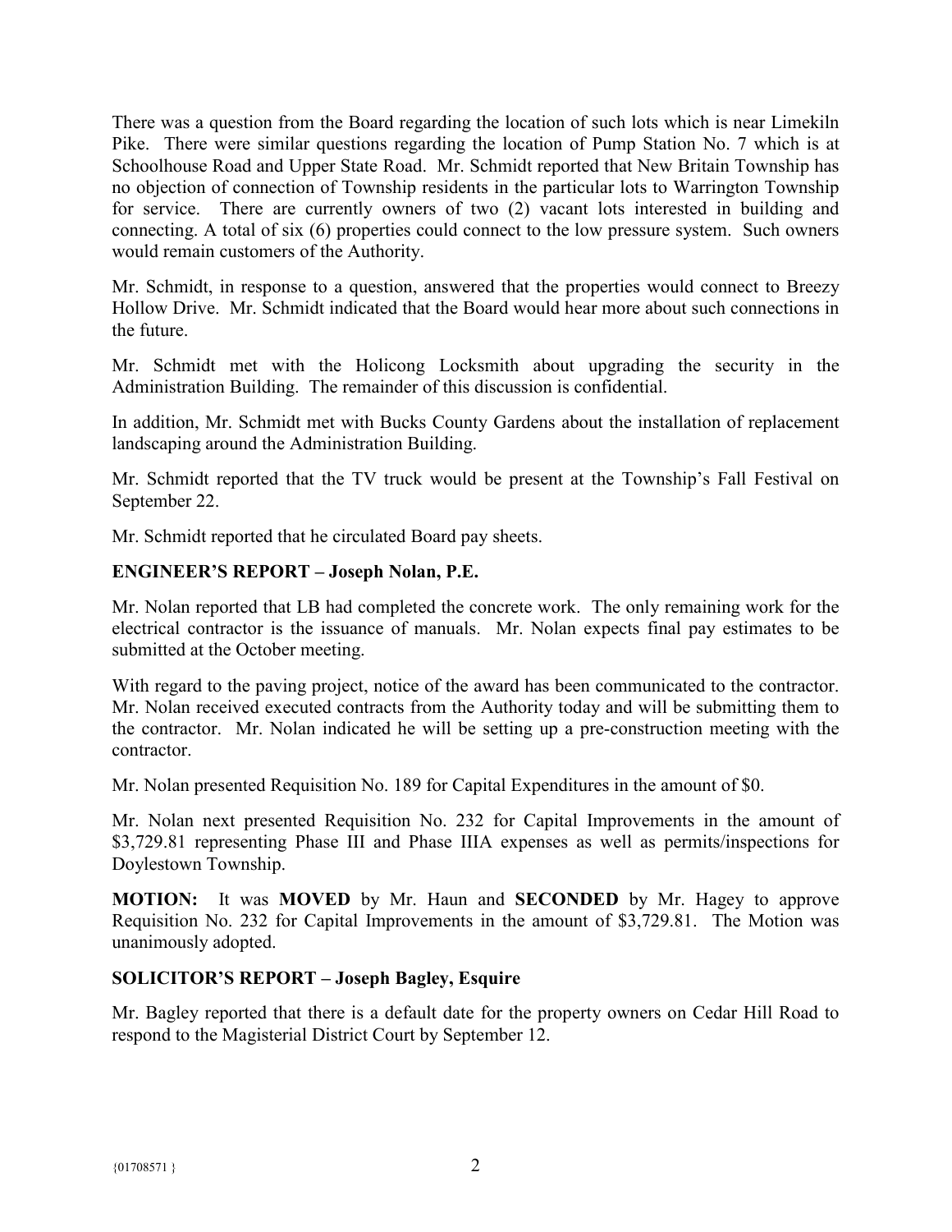There was a question from the Board regarding the location of such lots which is near Limekiln Pike. There were similar questions regarding the location of Pump Station No. 7 which is at Schoolhouse Road and Upper State Road. Mr. Schmidt reported that New Britain Township has no objection of connection of Township residents in the particular lots to Warrington Township for service. There are currently owners of two (2) vacant lots interested in building and connecting. A total of six (6) properties could connect to the low pressure system. Such owners would remain customers of the Authority.

Mr. Schmidt, in response to a question, answered that the properties would connect to Breezy Hollow Drive. Mr. Schmidt indicated that the Board would hear more about such connections in the future.

Mr. Schmidt met with the Holicong Locksmith about upgrading the security in the Administration Building. The remainder of this discussion is confidential.

In addition, Mr. Schmidt met with Bucks County Gardens about the installation of replacement landscaping around the Administration Building.

Mr. Schmidt reported that the TV truck would be present at the Township's Fall Festival on September 22.

Mr. Schmidt reported that he circulated Board pay sheets.

**ENGINEER'S REPORT – Joseph Nolan, P.E.**

Mr. Nolan reported that LB had completed the concrete work. The only remaining work for the electrical contractor is the issuance of manuals. Mr. Nolan expects final pay estimates to be submitted at the October meeting.

With regard to the paving project, notice of the award has been communicated to the contractor. Mr. Nolan received executed contracts from the Authority today and will be submitting them to the contractor. Mr. Nolan indicated he will be setting up a pre-construction meeting with the contractor.

Mr. Nolan presented Requisition No. 189 for Capital Expenditures in the amount of $0.

Mr. Nolan next presented Requisition No. 232 for Capital Improvements in the amount of $3,729.81 representing Phase III and Phase IIIA expenses as well as permits/inspections for Doylestown Township.

**MOTION:** It was **MOVED** by Mr. Haun and **SECONDED** by Mr. Hagey to approve Requisition No. 232 for Capital Improvements in the amount of $3,729.81. The Motion was unanimously adopted.

**SOLICITOR'S REPORT – Joseph Bagley, Esquire**

Mr. Bagley reported that there is a default date for the property owners on Cedar Hill Road to respond to the Magisterial District Court by September 12.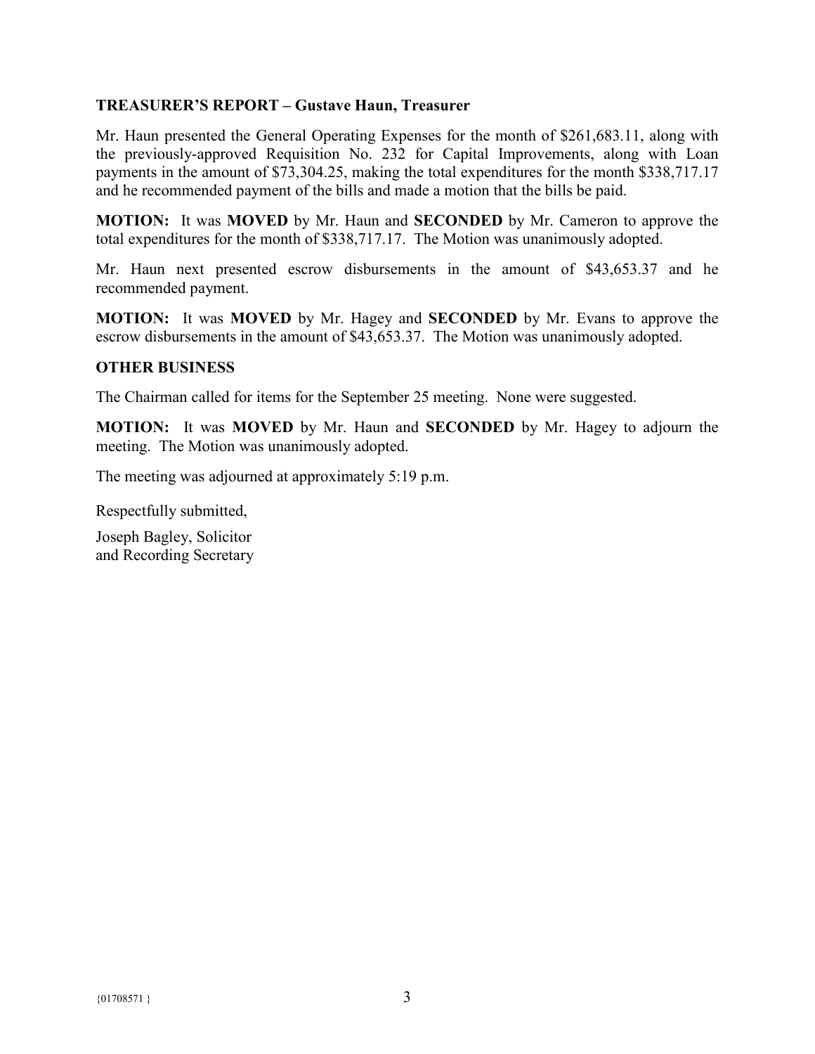**TREASURER'S REPORT – Gustave Haun, Treasurer**

Mr. Haun presented the General Operating Expenses for the month of $261,683.11, along with the previously-approved Requisition No. 232 for Capital Improvements, along with Loan payments in the amount of $73,304.25, making the total expenditures for the month $338,717.17 and he recommended payment of the bills and made a motion that the bills be paid.

**MOTION:** It was **MOVED** by Mr. Haun and **SECONDED** by Mr. Cameron to approve the total expenditures for the month of $338,717.17. The Motion was unanimously adopted.

Mr. Haun next presented escrow disbursements in the amount of $43,653.37 and he recommended payment.

**MOTION:** It was **MOVED** by Mr. Hagey and **SECONDED** by Mr. Evans to approve the escrow disbursements in the amount of $43,653.37. The Motion was unanimously adopted.

**OTHER BUSINESS**

The Chairman called for items for the September 25 meeting. None were suggested.

**MOTION:** It was **MOVED** by Mr. Haun and **SECONDED** by Mr. Hagey to adjourn the meeting. The Motion was unanimously adopted.

The meeting was adjourned at approximately 5:19 p.m.

Respectfully submitted,

Joseph Bagley, Solicitor
and Recording Secretary